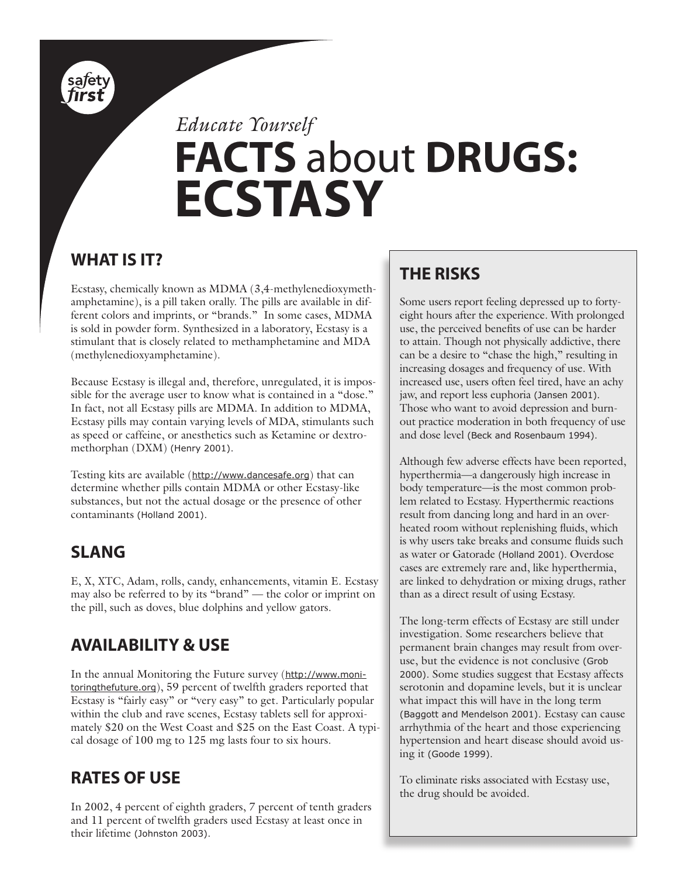safety first

*Educate Yourself*

# FACTS about DRUGS: ECSTASY

## WHAT IS IT?

Ecstasy, chemically known as MDMA (3,4-methylenedioxymethamphetamine), is a pill taken orally. The pills are available in different colors and imprints, or "brands." In some cases, MDMA is sold in powder form. Synthesized in a laboratory, Ecstasy is a stimulant that is closely related to methamphetamine and MDA (methylenedioxyamphetamine).

Because Ecstasy is illegal and, therefore, unregulated, it is impossible for the average user to know what is contained in a "dose." In fact, not all Ecstasy pills are MDMA. In addition to MDMA, Ecstasy pills may contain varying levels of MDA, stimulants such as speed or caffeine, or anesthetics such as Ketamine or dextromethorphan (DXM) (Henry 2001).

Testing kits are available (http://www.dancesafe.org) that can determine whether pills contain MDMA or other Ecstasy-like substances, but not the actual dosage or the presence of other contaminants (Holland 2001).

## SLANG

E, X, XTC, Adam, rolls, candy, enhancements, vitamin E. Ecstasy may also be referred to by its "brand" — the color or imprint on the pill, such as doves, blue dolphins and yellow gators.

## AVAILABILITY & USE

In the annual Monitoring the Future survey (http://www.monitoringthefuture.org), 59 percent of twelfth graders reported that Ecstasy is "fairly easy" or "very easy" to get. Particularly popular within the club and rave scenes, Ecstasy tablets sell for approximately $20 on the West Coast and $25 on the East Coast. A typical dosage of 100 mg to 125 mg lasts four to six hours.

## RATES OF USE

In 2002, 4 percent of eighth graders, 7 percent of tenth graders and 11 percent of twelfth graders used Ecstasy at least once in their lifetime (Johnston 2003).

## THE RISKS

Some users report feeling depressed up to forty-eight hours after the experience. With prolonged use, the perceived benefits of use can be harder to attain. Though not physically addictive, there can be a desire to "chase the high," resulting in increasing dosages and frequency of use. With increased use, users often feel tired, have an achy jaw, and report less euphoria (Jansen 2001). Those who want to avoid depression and burnout practice moderation in both frequency of use and dose level (Beck and Rosenbaum 1994).

Although few adverse effects have been reported, hyperthermia—a dangerously high increase in body temperature—is the most common problem related to Ecstasy. Hyperthermic reactions result from dancing long and hard in an overheated room without replenishing fluids, which is why users take breaks and consume fluids such as water or Gatorade (Holland 2001). Overdose cases are extremely rare and, like hyperthermia, are linked to dehydration or mixing drugs, rather than as a direct result of using Ecstasy.

The long-term effects of Ecstasy are still under investigation. Some researchers believe that permanent brain changes may result from overuse, but the evidence is not conclusive (Grob 2000). Some studies suggest that Ecstasy affects serotonin and dopamine levels, but it is unclear what impact this will have in the long term (Baggott and Mendelson 2001). Ecstasy can cause arrhythmia of the heart and those experiencing hypertension and heart disease should avoid using it (Goode 1999).

To eliminate risks associated with Ecstasy use, the drug should be avoided.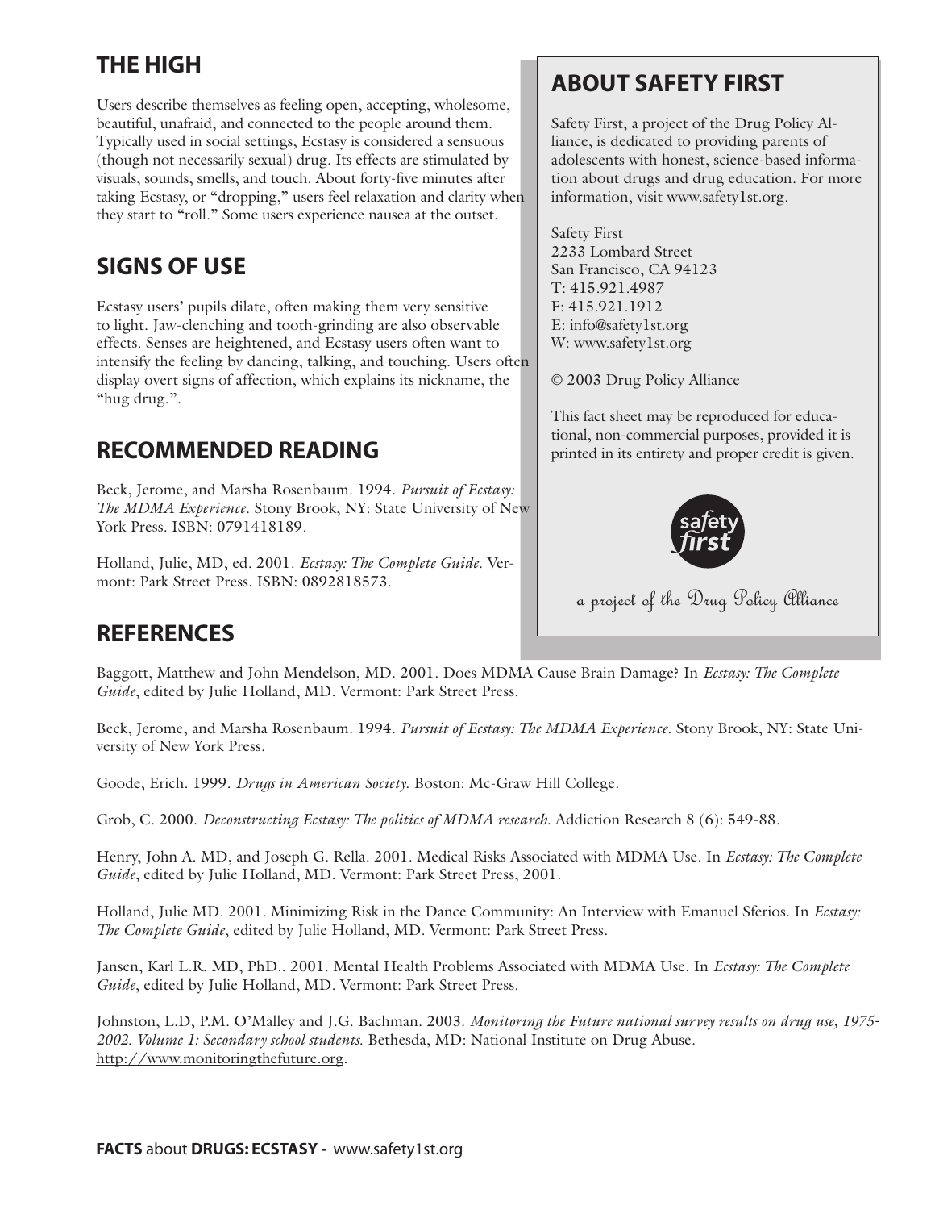## THE HIGH

Users describe themselves as feeling open, accepting, wholesome, beautiful, unafraid, and connected to the people around them. Typically used in social settings, Ecstasy is considered a sensuous (though not necessarily sexual) drug. Its effects are stimulated by visuals, sounds, smells, and touch. About forty-five minutes after taking Ecstasy, or "dropping," users feel relaxation and clarity when they start to "roll." Some users experience nausea at the outset.

## SIGNS OF USE

Ecstasy users' pupils dilate, often making them very sensitive to light. Jaw-clenching and tooth-grinding are also observable effects. Senses are heightened, and Ecstasy users often want to intensify the feeling by dancing, talking, and touching. Users often display overt signs of affection, which explains its nickname, the "hug drug.".

## RECOMMENDED READING

Beck, Jerome, and Marsha Rosenbaum. 1994. *Pursuit of Ecstasy: The MDMA Experience*. Stony Brook, NY: State University of New York Press. ISBN: 0791418189.

Holland, Julie, MD, ed. 2001. *Ecstasy: The Complete Guide*. Vermont: Park Street Press. ISBN: 0892818573.

## ABOUT SAFETY FIRST

Safety First, a project of the Drug Policy Alliance, is dedicated to providing parents of adolescents with honest, science-based information about drugs and drug education. For more information, visit www.safety1st.org.

Safety First
2233 Lombard Street
San Francisco, CA 94123
T: 415.921.4987
F: 415.921.1912
E: info@safety1st.org
W: www.safety1st.org

© 2003 Drug Policy Alliance

This fact sheet may be reproduced for educational, non-commercial purposes, provided it is printed in its entirety and proper credit is given.

safety first

a project of the Drug Policy Alliance

## REFERENCES

Baggott, Matthew and John Mendelson, MD. 2001. Does MDMA Cause Brain Damage? In *Ecstasy: The Complete Guide*, edited by Julie Holland, MD. Vermont: Park Street Press.

Beck, Jerome, and Marsha Rosenbaum. 1994. *Pursuit of Ecstasy: The MDMA Experience*. Stony Brook, NY: State University of New York Press.

Goode, Erich. 1999. *Drugs in American Society.* Boston: Mc-Graw Hill College.

Grob, C. 2000. *Deconstructing Ecstasy: The politics of MDMA research*. Addiction Research 8 (6): 549-88.

Henry, John A. MD, and Joseph G. Rella. 2001. Medical Risks Associated with MDMA Use. In *Ecstasy: The Complete Guide*, edited by Julie Holland, MD. Vermont: Park Street Press, 2001.

Holland, Julie MD. 2001. Minimizing Risk in the Dance Community: An Interview with Emanuel Sferios. In *Ecstasy: The Complete Guide*, edited by Julie Holland, MD. Vermont: Park Street Press.

Jansen, Karl L.R. MD, PhD.. 2001. Mental Health Problems Associated with MDMA Use. In *Ecstasy: The Complete Guide*, edited by Julie Holland, MD. Vermont: Park Street Press.

Johnston, L.D, P.M. O'Malley and J.G. Bachman. 2003. *Monitoring the Future national survey results on drug use, 1975-2002. Volume 1: Secondary school students.* Bethesda, MD: National Institute on Drug Abuse. http://www.monitoringthefuture.org.